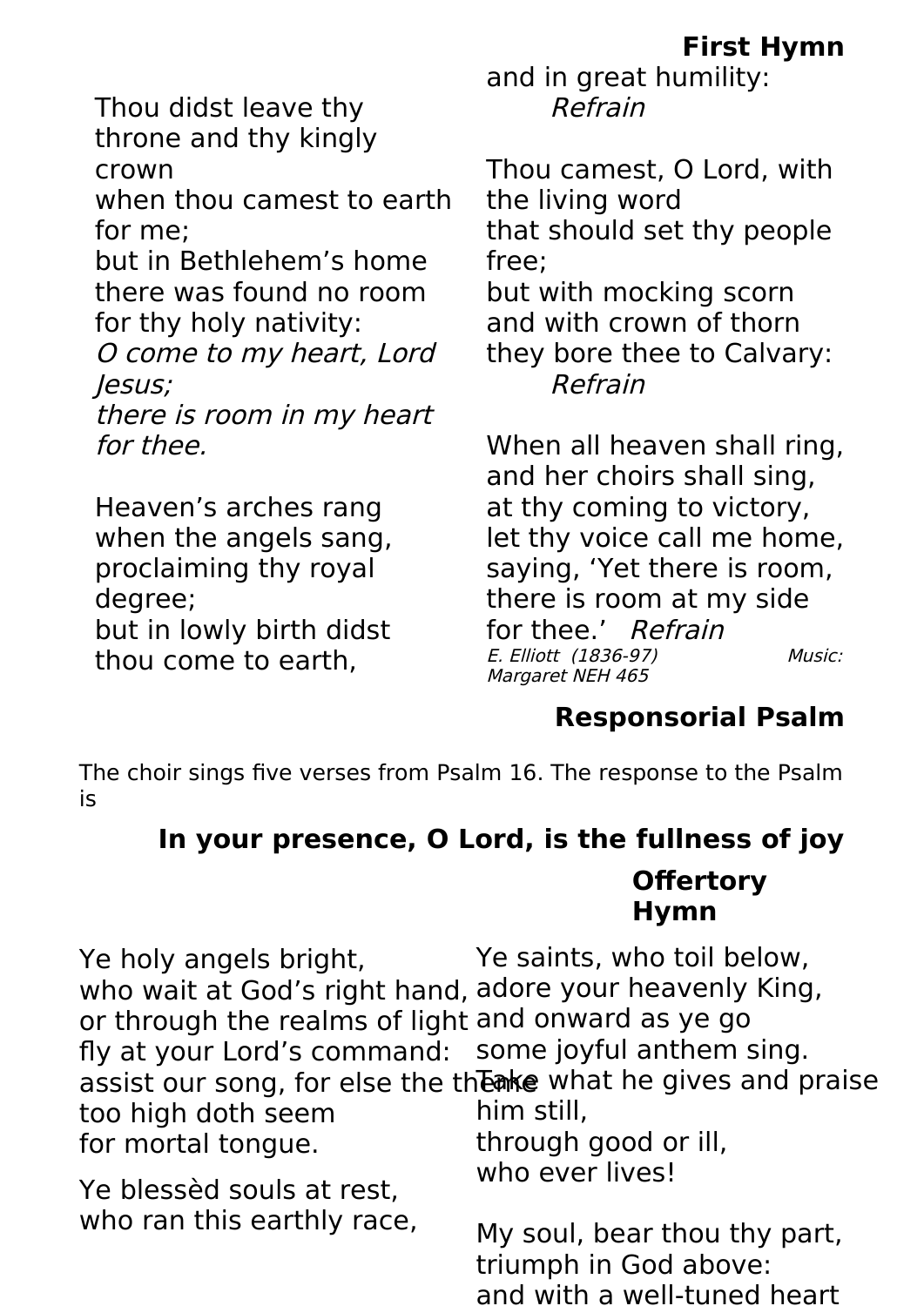## First Hymn

Thou didst leave thy throne and thy kingly crown
when thou camest to earth for me;
but in Bethlehem's home there was found no room
for thy holy nativity:
*O come to my heart, Lord Jesus;*
*there is room in my heart for thee.*

Heaven's arches rang when the angels sang,
proclaiming thy royal degree;
but in lowly birth didst thou come to earth,
and in great humility:
*Refrain*

Thou camest, O Lord, with the living word
that should set thy people free;
but with mocking scorn and with crown of thorn
they bore thee to Calvary:
*Refrain*

When all heaven shall ring, and her choirs shall sing,
at thy coming to victory,
let thy voice call me home, saying, 'Yet there is room,
there is room at my side for thee.' *Refrain*

*E. Elliott (1836-97) Music: Margaret NEH 465*

## Responsorial Psalm

The choir sings five verses from Psalm 16. The response to the Psalm is

**In your presence, O Lord, is the fullness of joy**

## Offertory Hymn

Ye holy angels bright,
who wait at God's right hand,
or through the realms of light
fly at your Lord's command:
assist our song, for else the theme
too high doth seem
for mortal tongue.

Ye blessèd souls at rest,
who ran this earthly race,

Ye saints, who toil below,
adore your heavenly King,
and onward as ye go
some joyful anthem sing.
Take what he gives and praise him still,
through good or ill,
who ever lives!

My soul, bear thou thy part,
triumph in God above:
and with a well-tuned heart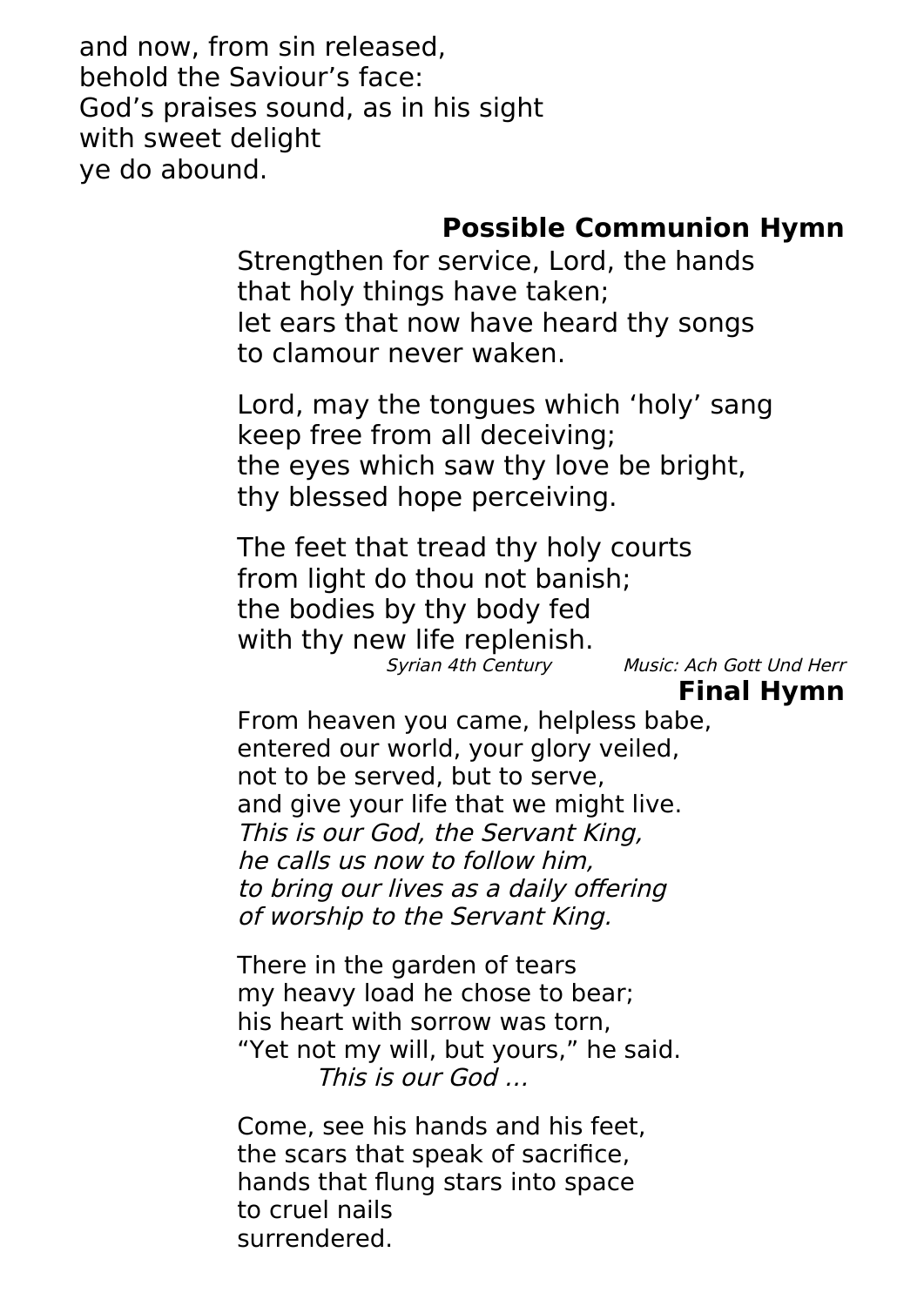and now, from sin released,
behold the Saviour's face:
God's praises sound, as in his sight
with sweet delight
ye do abound.

### Possible Communion Hymn

Strengthen for service, Lord, the hands
that holy things have taken;
let ears that now have heard thy songs
to clamour never waken.

Lord, may the tongues which 'holy' sang
keep free from all deceiving;
the eyes which saw thy love be bright,
thy blessed hope perceiving.

The feet that tread thy holy courts
from light do thou not banish;
the bodies by thy body fed
with thy new life replenish.

*Syrian 4th Century* *Music: Ach Gott Und Herr*

### Final Hymn

From heaven you came, helpless babe,
entered our world, your glory veiled,
not to be served, but to serve,
and give your life that we might live.
*This is our God, the Servant King,*
*he calls us now to follow him,*
*to bring our lives as a daily offering*
*of worship to the Servant King.*

There in the garden of tears
my heavy load he chose to bear;
his heart with sorrow was torn,
"Yet not my will, but yours," he said.
*This is our God …*

Come, see his hands and his feet,
the scars that speak of sacrifice,
hands that flung stars into space
to cruel nails
surrendered.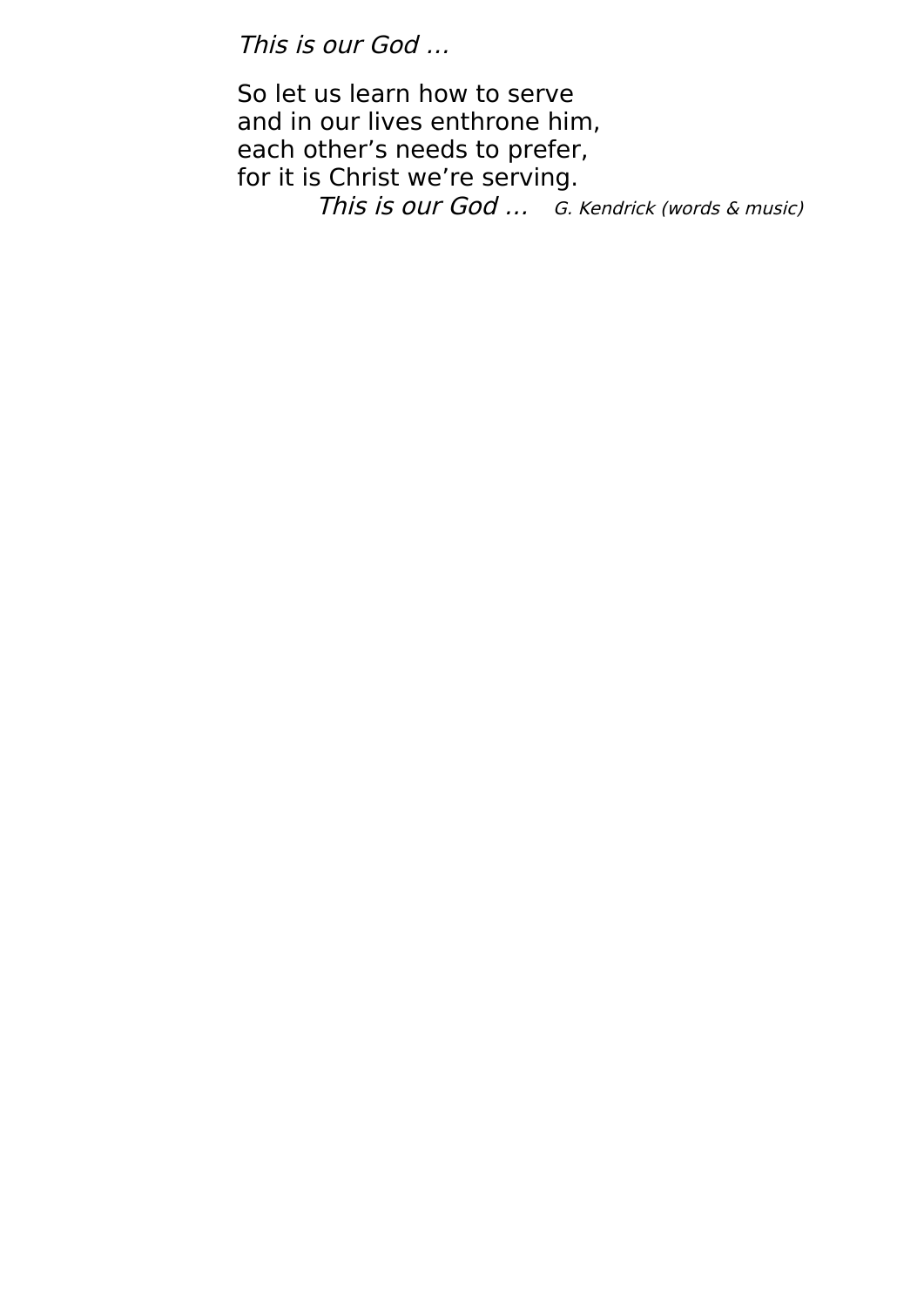*This is our God …*

So let us learn how to serve
and in our lives enthrone him,
each other's needs to prefer,
for it is Christ we're serving.
*This is our God …* *G. Kendrick (words & music)*